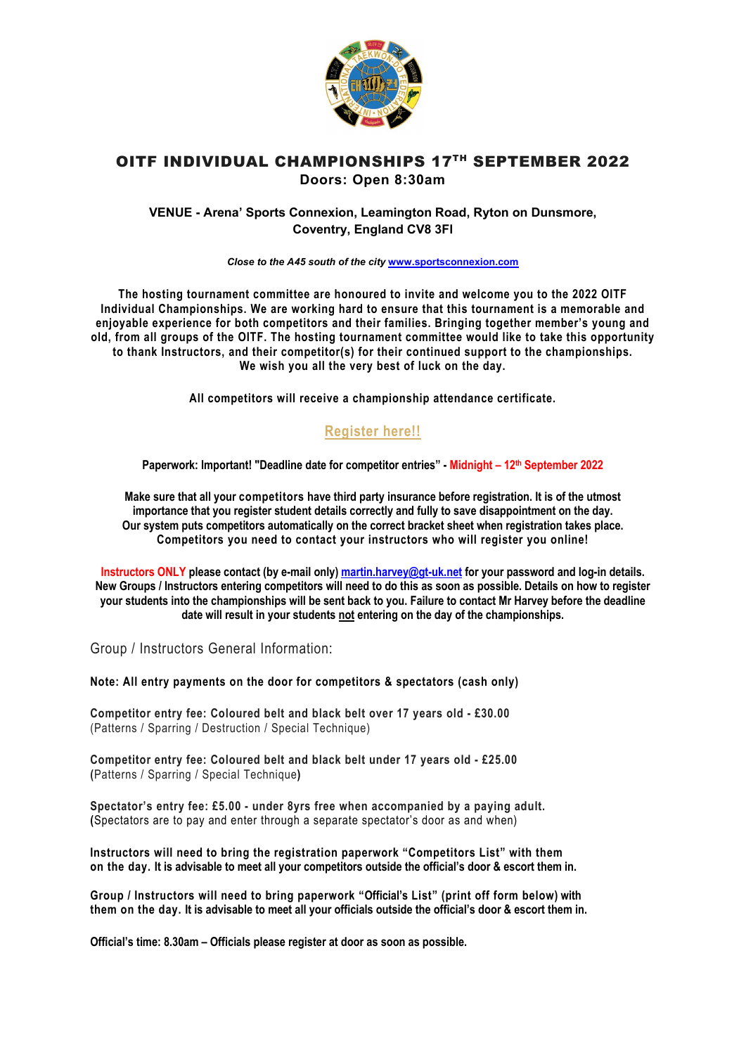# OITF INDIVIDUAL CHAMPIONSHIPS 17TH SEPTEMBER 2022

**Doors: Open 8:30am**

**VENUE - Arena' Sports Connexion, Leamington Road, Ryton on Dunsmore, Coventry, England CV8 3FI**

***Close to the A45 south of the city [www.sportsconnexion.com](www.sportsconnexion.com)***

**The hosting tournament committee are honoured to invite and welcome you to the 2022 OITF Individual Championships. We are working hard to ensure that this tournament is a memorable and enjoyable experience for both competitors and their families. Bringing together member's young and old, from all groups of the OITF. The hosting tournament committee would like to take this opportunity to thank Instructors, and their competitor(s) for their continued support to the championships. We wish you all the very best of luck on the day.**

**All competitors will receive a championship attendance certificate.**

**Register here!!**

**Paperwork: Important! "Deadline date for competitor entries" - Midnight – 12th September 2022**

**Make sure that all your competitors have third party insurance before registration. It is of the utmost importance that you register student details correctly and fully to save disappointment on the day. Our system puts competitors automatically on the correct bracket sheet when registration takes place. Competitors you need to contact your instructors who will register you online!**

**Instructors ONLY please contact (by e-mail only) martin.harvey@gt-uk.net for your password and log-in details. New Groups / Instructors entering competitors will need to do this as soon as possible. Details on how to register your students into the championships will be sent back to you. Failure to contact Mr Harvey before the deadline date will result in your students not entering on the day of the championships.**

## Group / Instructors General Information:

**Note: All entry payments on the door for competitors & spectators (cash only)**

**Competitor entry fee: Coloured belt and black belt over 17 years old - £30.00**
(Patterns / Sparring / Destruction / Special Technique)

**Competitor entry fee: Coloured belt and black belt under 17 years old - £25.00**
(Patterns / Sparring / Special Technique)

**Spectator's entry fee: £5.00 - under 8yrs free when accompanied by a paying adult.**
(Spectators are to pay and enter through a separate spectator's door as and when)

**Instructors will need to bring the registration paperwork "Competitors List" with them on the day. It is advisable to meet all your competitors outside the official's door & escort them in.**

**Group / Instructors will need to bring paperwork "Official's List" (print off form below) with them on the day. It is advisable to meet all your officials outside the official's door & escort them in.**

**Official's time: 8.30am – Officials please register at door as soon as possible.**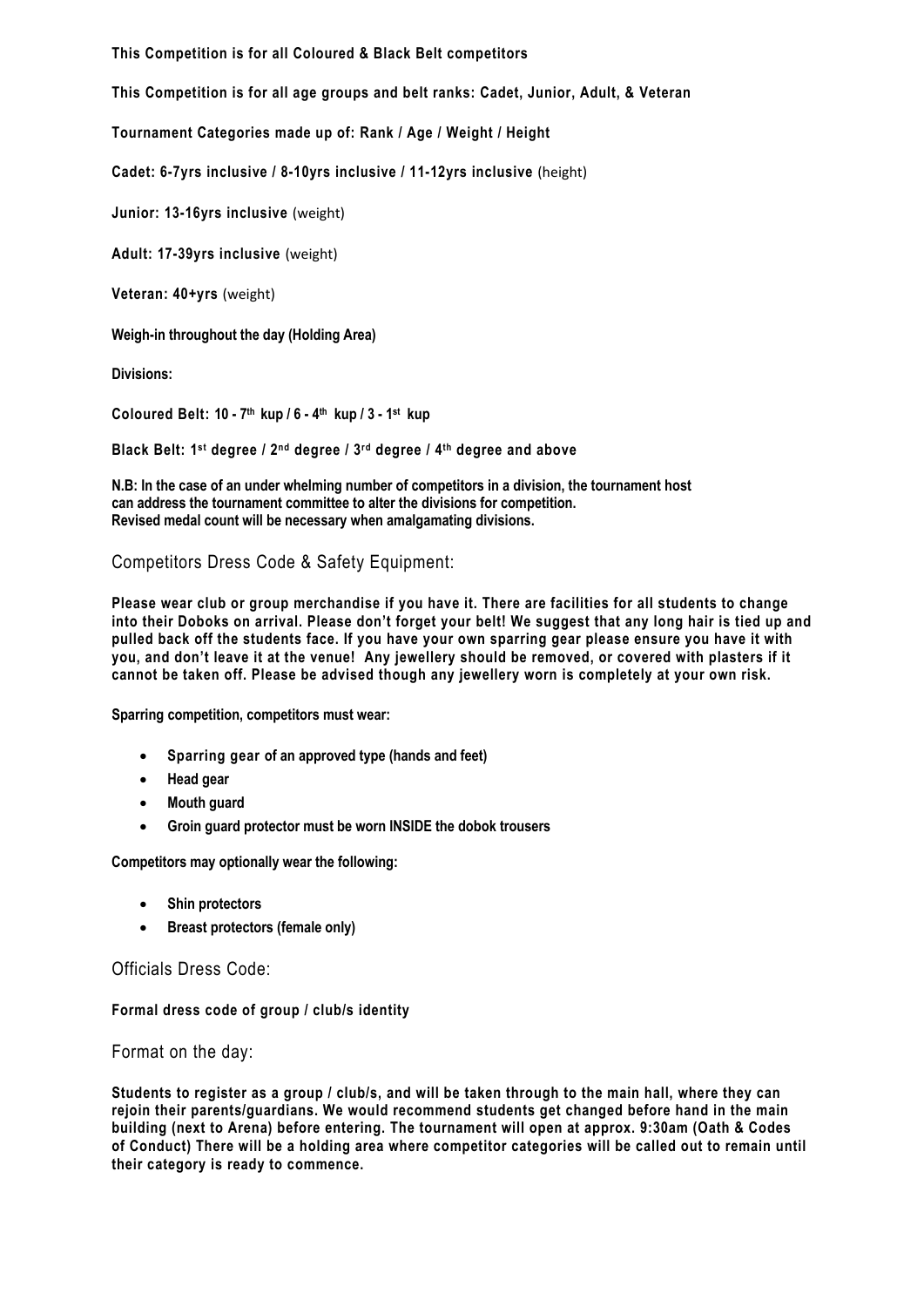**This Competition is for all Coloured & Black Belt competitors**

**This Competition is for all age groups and belt ranks: Cadet, Junior, Adult, & Veteran**

**Tournament Categories made up of: Rank / Age / Weight / Height**

**Cadet: 6-7yrs inclusive / 8-10yrs inclusive / 11-12yrs inclusive** (height)

**Junior: 13-16yrs inclusive** (weight)

**Adult: 17-39yrs inclusive** (weight)

**Veteran: 40+yrs** (weight)

**Weigh-in throughout the day (Holding Area)**

**Divisions:**

**Coloured Belt: 10 - 7th kup / 6 - 4th kup / 3 - 1st kup**

**Black Belt: 1st degree / 2nd degree / 3rd degree / 4th degree and above**

**N.B: In the case of an under whelming number of competitors in a division, the tournament host can address the tournament committee to alter the divisions for competition. Revised medal count will be necessary when amalgamating divisions.**

## Competitors Dress Code & Safety Equipment:

**Please wear club or group merchandise if you have it. There are facilities for all students to change into their Doboks on arrival. Please don't forget your belt! We suggest that any long hair is tied up and pulled back off the students face. If you have your own sparring gear please ensure you have it with you, and don't leave it at the venue! Any jewellery should be removed, or covered with plasters if it cannot be taken off. Please be advised though any jewellery worn is completely at your own risk.**

**Sparring competition, competitors must wear:**

- **Sparring gear of an approved type (hands and feet)**
- **Head gear**
- **Mouth guard**
- **Groin guard protector must be worn INSIDE the dobok trousers**

**Competitors may optionally wear the following:**

- **Shin protectors**
- **Breast protectors (female only)**

## Officials Dress Code:

**Formal dress code of group / club/s identity**

## Format on the day:

**Students to register as a group / club/s, and will be taken through to the main hall, where they can rejoin their parents/guardians. We would recommend students get changed before hand in the main building (next to Arena) before entering. The tournament will open at approx. 9:30am (Oath & Codes of Conduct) There will be a holding area where competitor categories will be called out to remain until their category is ready to commence.**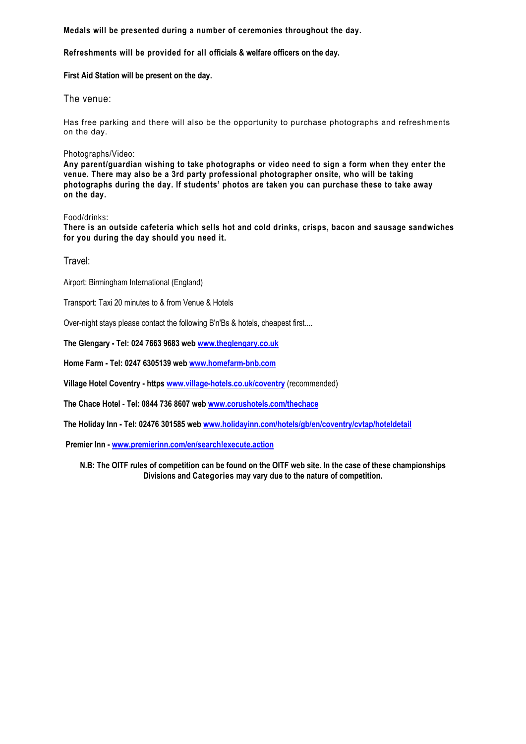**Medals will be presented during a number of ceremonies throughout the day.**

**Refreshments will be provided for all officials & welfare officers on the day.**

**First Aid Station will be present on the day.**

## The venue:

Has free parking and there will also be the opportunity to purchase photographs and refreshments on the day.

Photographs/Video:

**Any parent/guardian wishing to take photographs or video need to sign a form when they enter the venue. There may also be a 3rd party professional photographer onsite, who will be taking photographs during the day. If students' photos are taken you can purchase these to take away on the day.**

Food/drinks:

**There is an outside cafeteria which sells hot and cold drinks, crisps, bacon and sausage sandwiches for you during the day should you need it.**

## Travel:

Airport: Birmingham International (England)

Transport: Taxi 20 minutes to & from Venue & Hotels

Over-night stays please contact the following B'n'Bs & hotels, cheapest first....

**The Glengary - Tel: 024 7663 9683 web** [www.theglengary.co.uk](http://www.theglengary.co.uk)

**Home Farm - Tel: 0247 6305139 web** [www.homefarm-bnb.com](http://www.homefarm-bnb.com)

**Village Hotel Coventry - https** [www.village-hotels.co.uk/coventry](http://www.village-hotels.co.uk/coventry) (recommended)

**The Chace Hotel - Tel: 0844 736 8607 web** [www.corushotels.com/thechace](http://www.corushotels.com/thechace)

**The Holiday Inn - Tel: 02476 301585 web** [www.holidayinn.com/hotels/gb/en/coventry/cvtap/hoteldetail](http://www.holidayinn.com/hotels/gb/en/coventry/cvtap/hoteldetail)

**Premier Inn -** [www.premierinn.com/en/search!execute.action](http://www.premierinn.com/en/search!execute.action)

**N.B: The OITF rules of competition can be found on the OITF web site. In the case of these championships Divisions and Categories may vary due to the nature of competition.**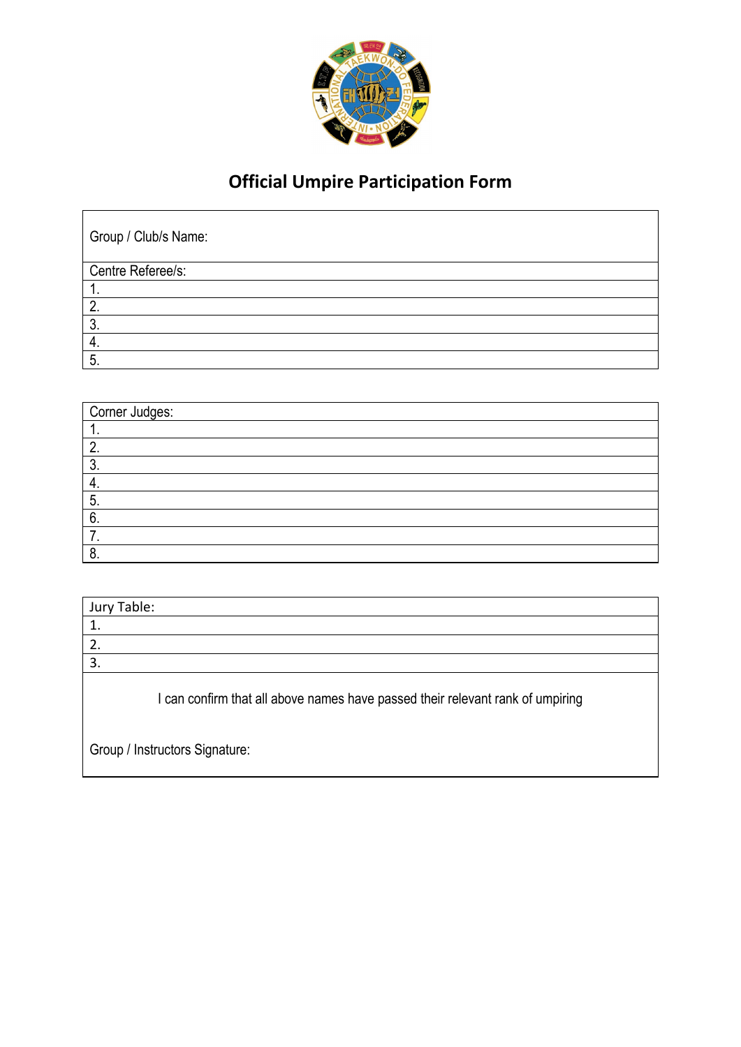# Official Umpire Participation Form

| |
|---|
| Group / Club/s Name: |
| Centre Referee/s: |
| 1. |
| 2. |
| 3. |
| 4. |
| 5. |

| |
|---|
| Corner Judges: |
| 1. |
| 2. |
| 3. |
| 4. |
| 5. |
| 6. |
| 7. |
| 8. |

| |
|---|
| Jury Table: |
| 1. |
| 2. |
| 3. |
| I can confirm that all above names have passed their relevant rank of umpiring<br><br>Group / Instructors Signature: |